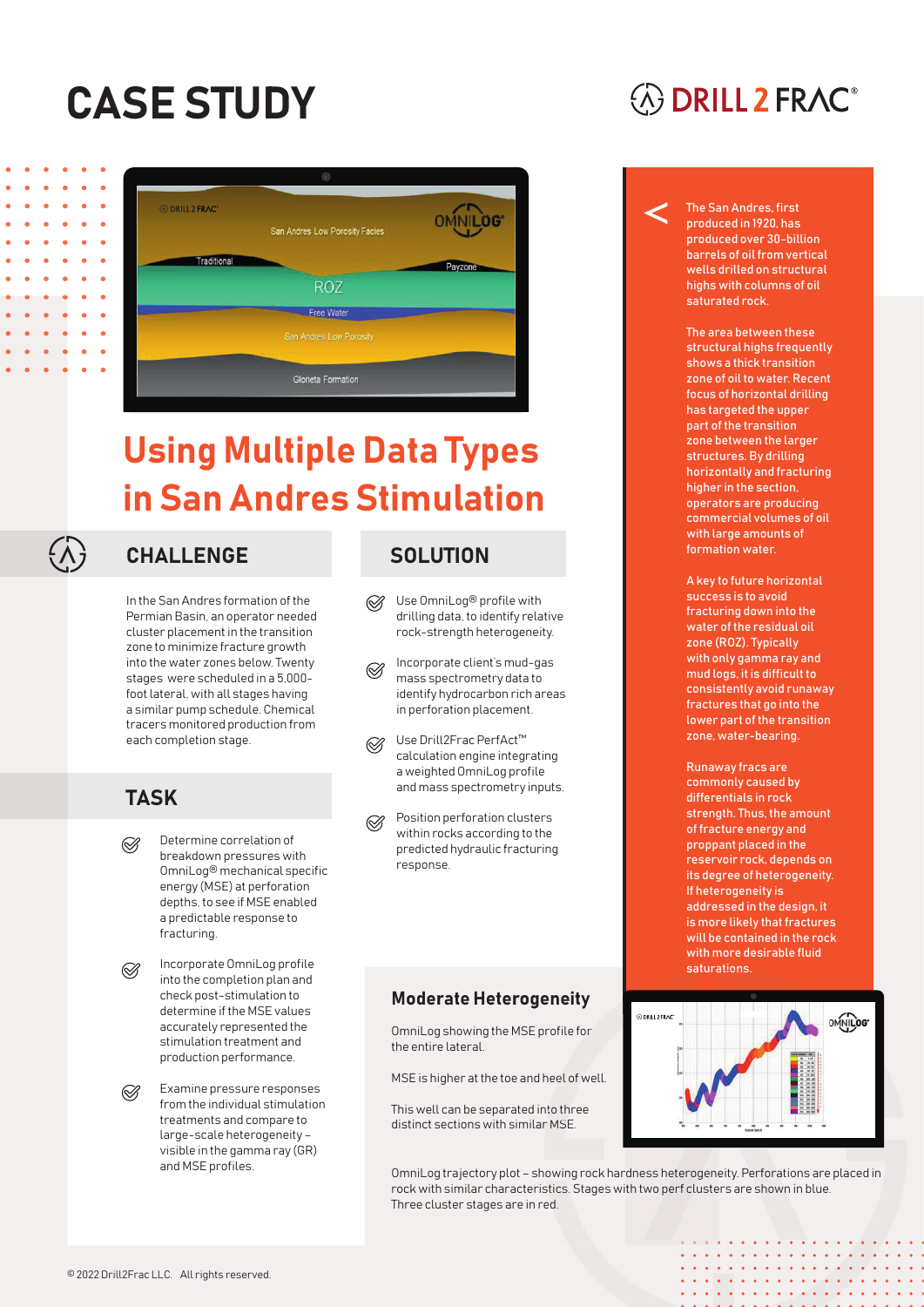# CASE STUDY

# Using Multiple Data Types in San Andres Stimulation

## CHALLENGE

In the San Andres formation of the Permian Basin, an operator needed cluster placement in the transition zone to minimize fracture growth into the water zones below. Twenty stages were scheduled in a 5,000-foot lateral, with all stages having a similar pump schedule. Chemical tracers monitored production from each completion stage.

## TASK

- Determine correlation of breakdown pressures with OmniLog® mechanical specific energy (MSE) at perforation depths, to see if MSE enabled a predictable response to fracturing.
- Incorporate OmniLog profile into the completion plan and check post-stimulation to determine if the MSE values accurately represented the stimulation treatment and production performance.
- Examine pressure responses from the individual stimulation treatments and compare to large-scale heterogeneity – visible in the gamma ray (GR) and MSE profiles.

## SOLUTION

- Use OmniLog® profile with drilling data, to identify relative rock-strength heterogeneity.
- Incorporate client's mud-gas mass spectrometry data to identify hydrocarbon rich areas in perforation placement.
- Use Drill2Frac PerfAct™ calculation engine integrating a weighted OmniLog profile and mass spectrometry inputs.
- Position perforation clusters within rocks according to the predicted hydraulic fracturing response.

### Moderate Heterogeneity

OmniLog showing the MSE profile for the entire lateral.

MSE is higher at the toe and heel of well.

This well can be separated into three distinct sections with similar MSE.

OmniLog trajectory plot – showing rock hardness heterogeneity. Perforations are placed in rock with similar characteristics. Stages with two perf clusters are shown in blue. Three cluster stages are in red.

The San Andres, first produced in 1920, has produced over 30-billion barrels of oil from vertical wells drilled on structural highs with columns of oil saturated rock.

The area between these structural highs frequently shows a thick transition zone of oil to water. Recent focus of horizontal drilling has targeted the upper part of the transition zone between the larger structures. By drilling horizontally and fracturing higher in the section, operators are producing commercial volumes of oil with large amounts of formation water.

A key to future horizontal success is to avoid fracturing down into the water of the residual oil zone (ROZ). Typically with only gamma ray and mud logs, it is difficult to consistently avoid runaway fractures that go into the lower part of the transition zone, water-bearing.

Runaway fracs are commonly caused by differentials in rock strength. Thus, the amount of fracture energy and proppant placed in the reservoir rock, depends on its degree of heterogeneity. If heterogeneity is addressed in the design, it is more likely that fractures will be contained in the rock with more desirable fluid saturations.

© 2022 Drill2Frac LLC. All rights reserved.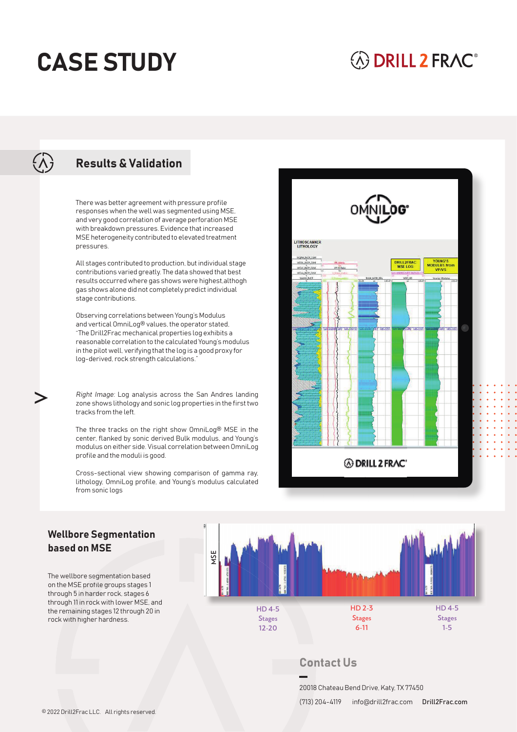# CASE STUDY

DRILL 2 FRAC®

## Results & Validation

There was better agreement with pressure profile responses when the well was segmented using MSE, and very good correlation of average perforation MSE with breakdown pressures. Evidence that increased MSE heterogeneity contributed to elevated treatment pressures.

All stages contributed to production, but individual stage contributions varied greatly. The data showed that best results occurred where gas shows were highest,althogh gas shows alone did not completely predict individual stage contributions.

Observing correlations between Young's Modulus and vertical OmniLog® values, the operator stated, "The Drill2Frac mechanical properties log exhibits a reasonable correlation to the calculated Young's modulus in the pilot well, verifying that the log is a good proxy for log-derived, rock strength calculations."

*Right Image:* Log analysis across the San Andres landing zone shows lithology and sonic log properties in the first two tracks from the left.

The three tracks on the right show OmniLog® MSE in the center, flanked by sonic derived Bulk modulus, and Young's modulus on either side. Visual correlation between OmniLog profile and the moduli is good.

Cross-sectional view showing comparison of gamma ray, lithology, OmniLog profile, and Young's modulus calculated from sonic logs

OMNILOG®

LITHOSCANNER LITHOLOGY

DRILL2FRAC MSE LOG

YOUNG'S MODULUS from VP/VS

DRILL 2 FRAC®

## Wellbore Segmentation based on MSE

The wellbore segmentation based on the MSE profile groups stages 1 through 5 in harder rock, stages 6 through 11 in rock with lower MSE, and the remaining stages 12 through 20 in rock with higher hardness.

MSE

HD 4-5 Stages 12-20

HD 2-3 Stages 6-11

HD 4-5 Stages 1-5

## Contact Us

20018 Chateau Bend Drive, Katy, TX 77450

(713) 204-4119 info@drill2frac.com **Drill2Frac.com**

© 2022 Drill2Frac LLC. All rights reserved.